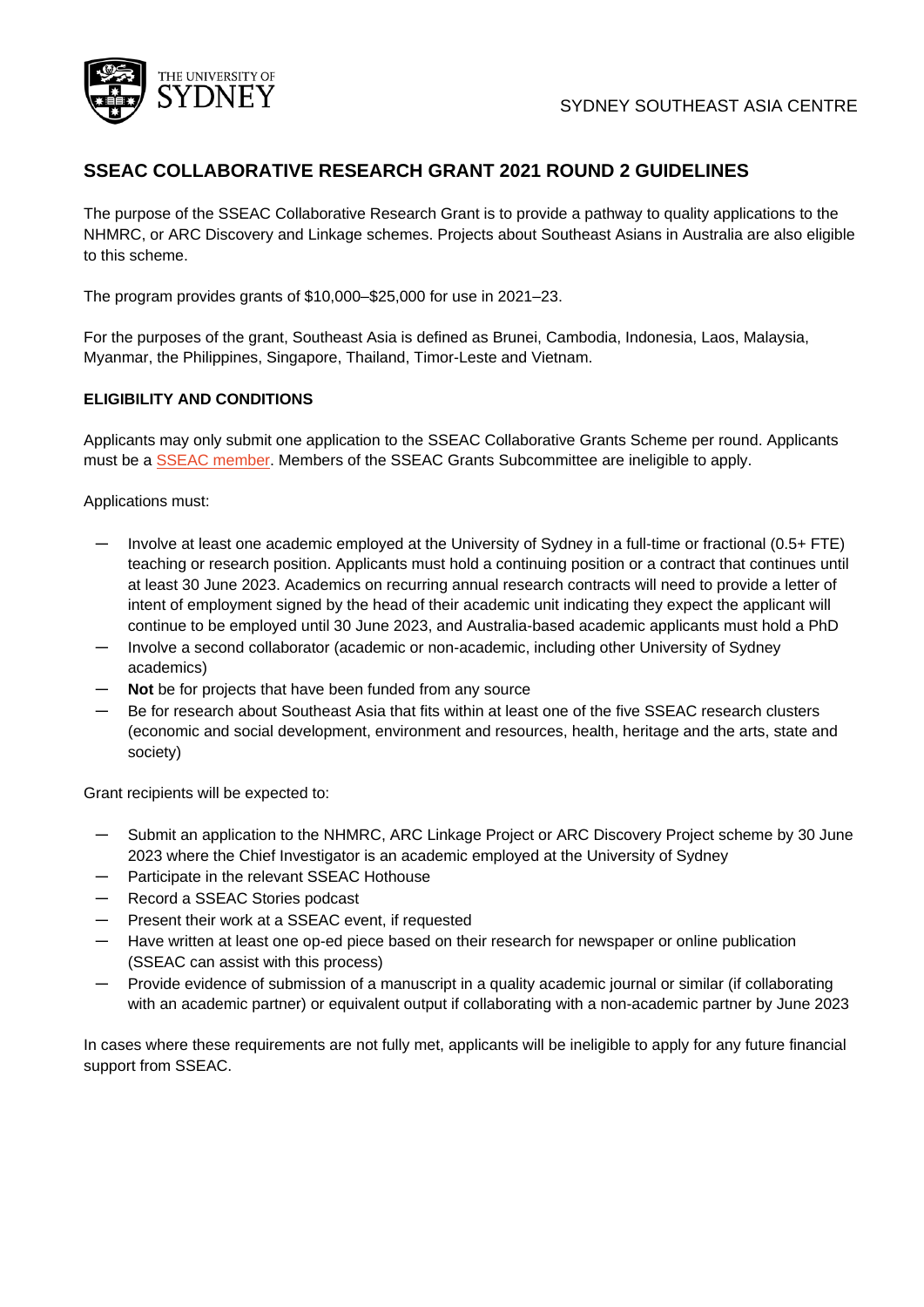SYDNEY SOUTHEAST ASIA CENTRE

# SSEAC COLLABORATIVE RESEARCH GRANT 2021 ROUND 2 GUIDELINES

The purpose of the SSEAC Collaborative Research Grant is to provide a pathway to quality applications to the NHMRC, or ARC Discovery and Linkage schemes. Projects about Southeast Asians in Australia are also eligible to this scheme.

The program provides grants of $10,000–$25,000 for use in 2021–23.

For the purposes of the grant, Southeast Asia is defined as Brunei, Cambodia, Indonesia, Laos, Malaysia, Myanmar, the Philippines, Singapore, Thailand, Timor-Leste and Vietnam.

## ELIGIBILITY AND CONDITIONS

Applicants may only submit one application to the SSEAC Collaborative Grants Scheme per round. Applicants must be a SSEAC member. Members of the SSEAC Grants Subcommittee are ineligible to apply.

Applications must:

- Involve at least one academic employed at the University of Sydney in a full-time or fractional (0.5+ FTE) teaching or research position. Applicants must hold a continuing position or a contract that continues until at least 30 June 2023. Academics on recurring annual research contracts will need to provide a letter of intent of employment signed by the head of their academic unit indicating they expect the applicant will continue to be employed until 30 June 2023, and Australia-based academic applicants must hold a PhD
- Involve a second collaborator (academic or non-academic, including other University of Sydney academics)
- **Not** be for projects that have been funded from any source
- Be for research about Southeast Asia that fits within at least one of the five SSEAC research clusters (economic and social development, environment and resources, health, heritage and the arts, state and society)

Grant recipients will be expected to:

- Submit an application to the NHMRC, ARC Linkage Project or ARC Discovery Project scheme by 30 June 2023 where the Chief Investigator is an academic employed at the University of Sydney
- Participate in the relevant SSEAC Hothouse
- Record a SSEAC Stories podcast
- Present their work at a SSEAC event, if requested
- Have written at least one op-ed piece based on their research for newspaper or online publication (SSEAC can assist with this process)
- Provide evidence of submission of a manuscript in a quality academic journal or similar (if collaborating with an academic partner) or equivalent output if collaborating with a non-academic partner by June 2023

In cases where these requirements are not fully met, applicants will be ineligible to apply for any future financial support from SSEAC.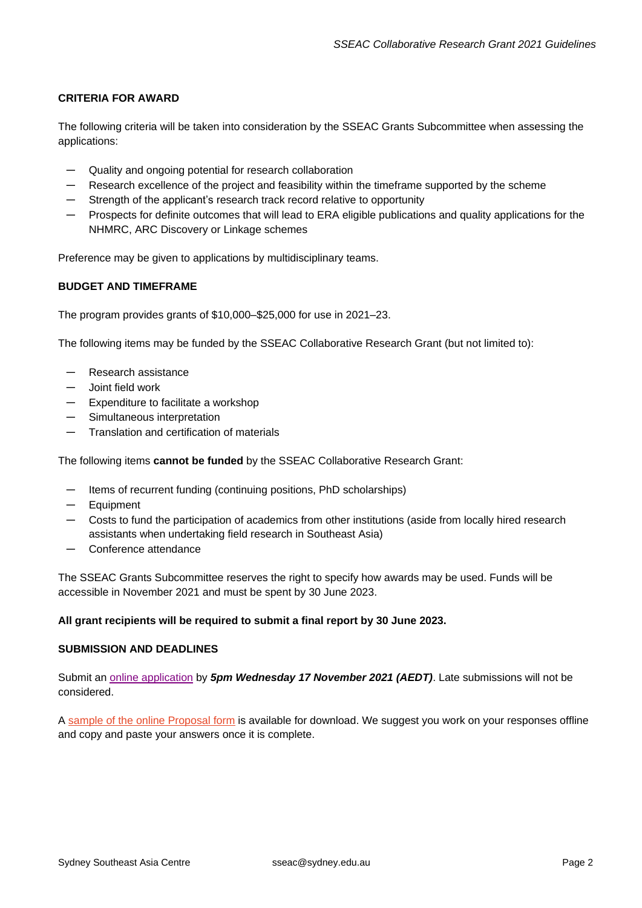## CRITERIA FOR AWARD

The following criteria will be taken into consideration by the SSEAC Grants Subcommittee when assessing the applications:

- Quality and ongoing potential for research collaboration
- Research excellence of the project and feasibility within the timeframe supported by the scheme
- Strength of the applicant's research track record relative to opportunity
- Prospects for definite outcomes that will lead to ERA eligible publications and quality applications for the NHMRC, ARC Discovery or Linkage schemes

Preference may be given to applications by multidisciplinary teams.

## BUDGET AND TIMEFRAME

The program provides grants of $10,000–$25,000 for use in 2021–23.

The following items may be funded by the SSEAC Collaborative Research Grant (but not limited to):

- Research assistance
- Joint field work
- Expenditure to facilitate a workshop
- Simultaneous interpretation
- Translation and certification of materials

The following items **cannot be funded** by the SSEAC Collaborative Research Grant:

- Items of recurrent funding (continuing positions, PhD scholarships)
- Equipment
- Costs to fund the participation of academics from other institutions (aside from locally hired research assistants when undertaking field research in Southeast Asia)
- Conference attendance

The SSEAC Grants Subcommittee reserves the right to specify how awards may be used. Funds will be accessible in November 2021 and must be spent by 30 June 2023.

**All grant recipients will be required to submit a final report by 30 June 2023.**

## SUBMISSION AND DEADLINES

Submit an online application by ***5pm Wednesday 17 November 2021 (AEDT)***. Late submissions will not be considered.

A sample of the online Proposal form is available for download. We suggest you work on your responses offline and copy and paste your answers once it is complete.